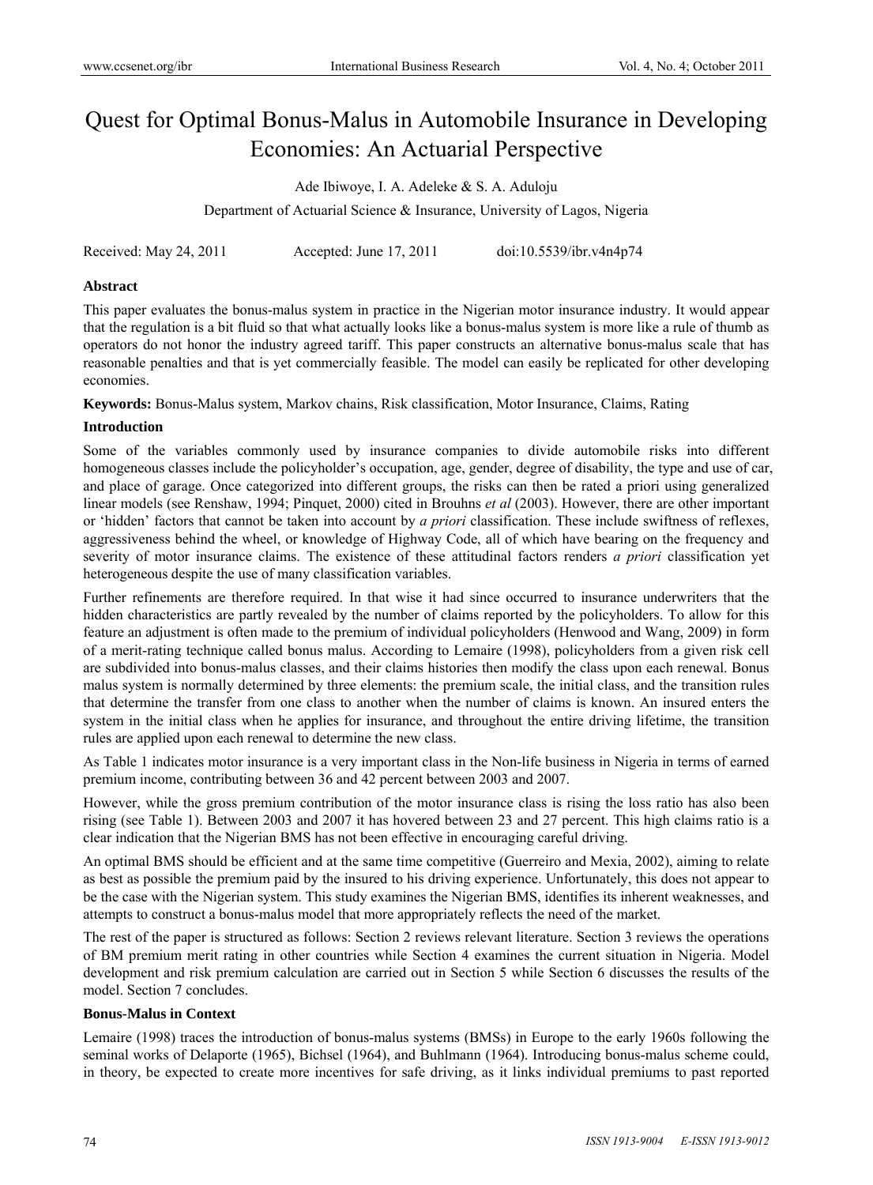# Quest for Optimal Bonus-Malus in Automobile Insurance in Developing Economies: An Actuarial Perspective

Ade Ibiwoye, I. A. Adeleke & S. A. Aduloju

Department of Actuarial Science & Insurance, University of Lagos, Nigeria

Received: May 24, 2011 Accepted: June 17, 2011 doi:10.5539/ibr.v4n4p74

**Abstract**

This paper evaluates the bonus-malus system in practice in the Nigerian motor insurance industry. It would appear that the regulation is a bit fluid so that what actually looks like a bonus-malus system is more like a rule of thumb as operators do not honor the industry agreed tariff. This paper constructs an alternative bonus-malus scale that has reasonable penalties and that is yet commercially feasible. The model can easily be replicated for other developing economies.

**Keywords:** Bonus-Malus system, Markov chains, Risk classification, Motor Insurance, Claims, Rating

**Introduction**

Some of the variables commonly used by insurance companies to divide automobile risks into different homogeneous classes include the policyholder's occupation, age, gender, degree of disability, the type and use of car, and place of garage. Once categorized into different groups, the risks can then be rated a priori using generalized linear models (see Renshaw, 1994; Pinquet, 2000) cited in Brouhns *et al* (2003). However, there are other important or 'hidden' factors that cannot be taken into account by *a priori* classification. These include swiftness of reflexes, aggressiveness behind the wheel, or knowledge of Highway Code, all of which have bearing on the frequency and severity of motor insurance claims. The existence of these attitudinal factors renders *a priori* classification yet heterogeneous despite the use of many classification variables.

Further refinements are therefore required. In that wise it had since occurred to insurance underwriters that the hidden characteristics are partly revealed by the number of claims reported by the policyholders. To allow for this feature an adjustment is often made to the premium of individual policyholders (Henwood and Wang, 2009) in form of a merit-rating technique called bonus malus. According to Lemaire (1998), policyholders from a given risk cell are subdivided into bonus-malus classes, and their claims histories then modify the class upon each renewal. Bonus malus system is normally determined by three elements: the premium scale, the initial class, and the transition rules that determine the transfer from one class to another when the number of claims is known. An insured enters the system in the initial class when he applies for insurance, and throughout the entire driving lifetime, the transition rules are applied upon each renewal to determine the new class.

As Table 1 indicates motor insurance is a very important class in the Non-life business in Nigeria in terms of earned premium income, contributing between 36 and 42 percent between 2003 and 2007.

However, while the gross premium contribution of the motor insurance class is rising the loss ratio has also been rising (see Table 1). Between 2003 and 2007 it has hovered between 23 and 27 percent. This high claims ratio is a clear indication that the Nigerian BMS has not been effective in encouraging careful driving.

An optimal BMS should be efficient and at the same time competitive (Guerreiro and Mexia, 2002), aiming to relate as best as possible the premium paid by the insured to his driving experience. Unfortunately, this does not appear to be the case with the Nigerian system. This study examines the Nigerian BMS, identifies its inherent weaknesses, and attempts to construct a bonus-malus model that more appropriately reflects the need of the market.

The rest of the paper is structured as follows: Section 2 reviews relevant literature. Section 3 reviews the operations of BM premium merit rating in other countries while Section 4 examines the current situation in Nigeria. Model development and risk premium calculation are carried out in Section 5 while Section 6 discusses the results of the model. Section 7 concludes.

**Bonus-Malus in Context**

Lemaire (1998) traces the introduction of bonus-malus systems (BMSs) in Europe to the early 1960s following the seminal works of Delaporte (1965), Bichsel (1964), and Buhlmann (1964). Introducing bonus-malus scheme could, in theory, be expected to create more incentives for safe driving, as it links individual premiums to past reported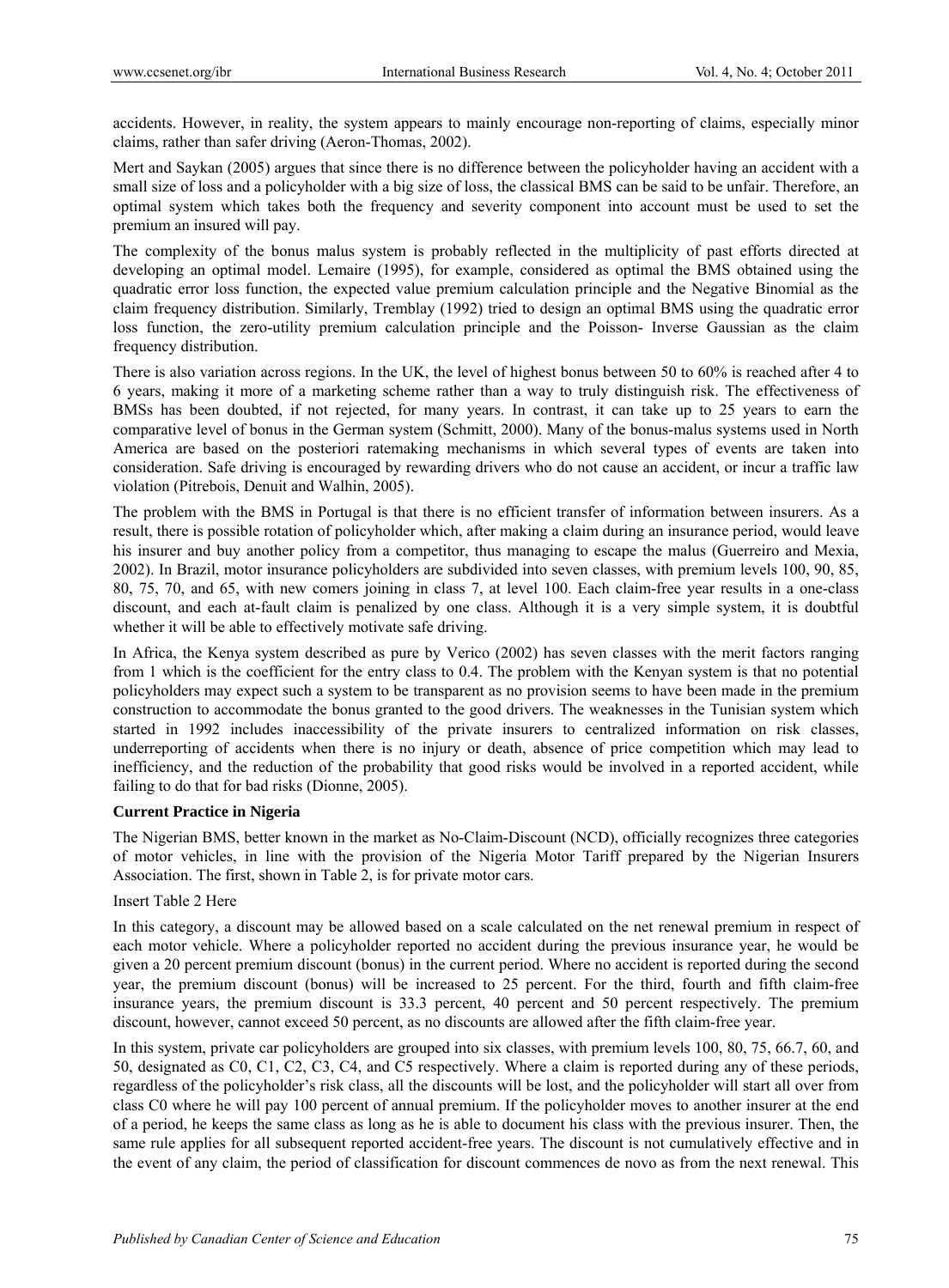accidents. However, in reality, the system appears to mainly encourage non-reporting of claims, especially minor claims, rather than safer driving (Aeron-Thomas, 2002).

Mert and Saykan (2005) argues that since there is no difference between the policyholder having an accident with a small size of loss and a policyholder with a big size of loss, the classical BMS can be said to be unfair. Therefore, an optimal system which takes both the frequency and severity component into account must be used to set the premium an insured will pay.

The complexity of the bonus malus system is probably reflected in the multiplicity of past efforts directed at developing an optimal model. Lemaire (1995), for example, considered as optimal the BMS obtained using the quadratic error loss function, the expected value premium calculation principle and the Negative Binomial as the claim frequency distribution. Similarly, Tremblay (1992) tried to design an optimal BMS using the quadratic error loss function, the zero-utility premium calculation principle and the Poisson- Inverse Gaussian as the claim frequency distribution.

There is also variation across regions. In the UK, the level of highest bonus between 50 to 60% is reached after 4 to 6 years, making it more of a marketing scheme rather than a way to truly distinguish risk. The effectiveness of BMSs has been doubted, if not rejected, for many years. In contrast, it can take up to 25 years to earn the comparative level of bonus in the German system (Schmitt, 2000). Many of the bonus-malus systems used in North America are based on the posteriori ratemaking mechanisms in which several types of events are taken into consideration. Safe driving is encouraged by rewarding drivers who do not cause an accident, or incur a traffic law violation (Pitrebois, Denuit and Walhin, 2005).

The problem with the BMS in Portugal is that there is no efficient transfer of information between insurers. As a result, there is possible rotation of policyholder which, after making a claim during an insurance period, would leave his insurer and buy another policy from a competitor, thus managing to escape the malus (Guerreiro and Mexia, 2002). In Brazil, motor insurance policyholders are subdivided into seven classes, with premium levels 100, 90, 85, 80, 75, 70, and 65, with new comers joining in class 7, at level 100. Each claim-free year results in a one-class discount, and each at-fault claim is penalized by one class. Although it is a very simple system, it is doubtful whether it will be able to effectively motivate safe driving.

In Africa, the Kenya system described as pure by Verico (2002) has seven classes with the merit factors ranging from 1 which is the coefficient for the entry class to 0.4. The problem with the Kenyan system is that no potential policyholders may expect such a system to be transparent as no provision seems to have been made in the premium construction to accommodate the bonus granted to the good drivers. The weaknesses in the Tunisian system which started in 1992 includes inaccessibility of the private insurers to centralized information on risk classes, underreporting of accidents when there is no injury or death, absence of price competition which may lead to inefficiency, and the reduction of the probability that good risks would be involved in a reported accident, while failing to do that for bad risks (Dionne, 2005).

**Current Practice in Nigeria**

The Nigerian BMS, better known in the market as No-Claim-Discount (NCD), officially recognizes three categories of motor vehicles, in line with the provision of the Nigeria Motor Tariff prepared by the Nigerian Insurers Association. The first, shown in Table 2, is for private motor cars.

Insert Table 2 Here

In this category, a discount may be allowed based on a scale calculated on the net renewal premium in respect of each motor vehicle. Where a policyholder reported no accident during the previous insurance year, he would be given a 20 percent premium discount (bonus) in the current period. Where no accident is reported during the second year, the premium discount (bonus) will be increased to 25 percent. For the third, fourth and fifth claim-free insurance years, the premium discount is 33.3 percent, 40 percent and 50 percent respectively. The premium discount, however, cannot exceed 50 percent, as no discounts are allowed after the fifth claim-free year.

In this system, private car policyholders are grouped into six classes, with premium levels 100, 80, 75, 66.7, 60, and 50, designated as C0, C1, C2, C3, C4, and C5 respectively. Where a claim is reported during any of these periods, regardless of the policyholder's risk class, all the discounts will be lost, and the policyholder will start all over from class C0 where he will pay 100 percent of annual premium. If the policyholder moves to another insurer at the end of a period, he keeps the same class as long as he is able to document his class with the previous insurer. Then, the same rule applies for all subsequent reported accident-free years. The discount is not cumulatively effective and in the event of any claim, the period of classification for discount commences de novo as from the next renewal. This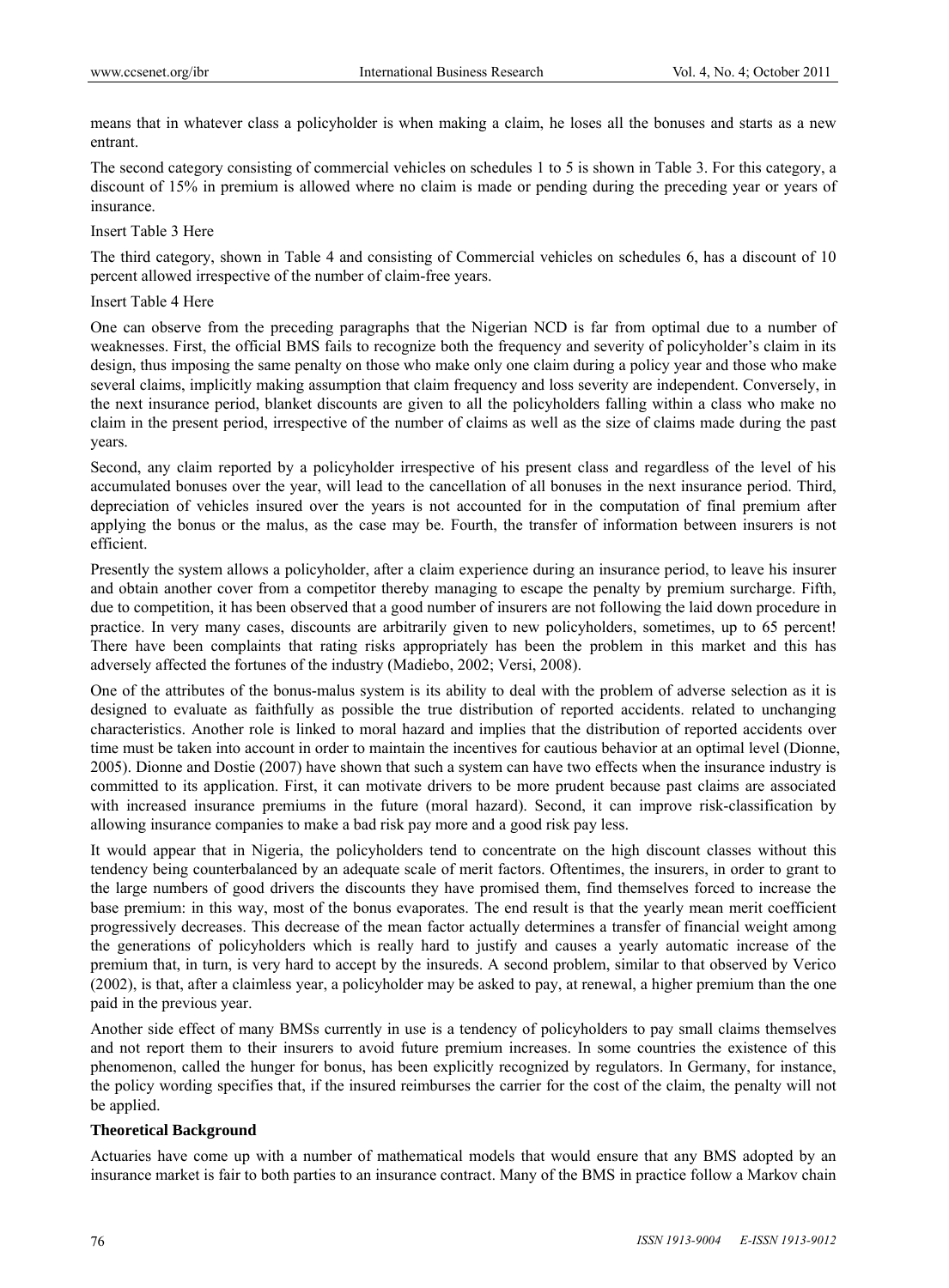means that in whatever class a policyholder is when making a claim, he loses all the bonuses and starts as a new entrant.

The second category consisting of commercial vehicles on schedules 1 to 5 is shown in Table 3. For this category, a discount of 15% in premium is allowed where no claim is made or pending during the preceding year or years of insurance.

Insert Table 3 Here

The third category, shown in Table 4 and consisting of Commercial vehicles on schedules 6, has a discount of 10 percent allowed irrespective of the number of claim-free years.

Insert Table 4 Here

One can observe from the preceding paragraphs that the Nigerian NCD is far from optimal due to a number of weaknesses. First, the official BMS fails to recognize both the frequency and severity of policyholder's claim in its design, thus imposing the same penalty on those who make only one claim during a policy year and those who make several claims, implicitly making assumption that claim frequency and loss severity are independent. Conversely, in the next insurance period, blanket discounts are given to all the policyholders falling within a class who make no claim in the present period, irrespective of the number of claims as well as the size of claims made during the past years.

Second, any claim reported by a policyholder irrespective of his present class and regardless of the level of his accumulated bonuses over the year, will lead to the cancellation of all bonuses in the next insurance period. Third, depreciation of vehicles insured over the years is not accounted for in the computation of final premium after applying the bonus or the malus, as the case may be. Fourth, the transfer of information between insurers is not efficient.

Presently the system allows a policyholder, after a claim experience during an insurance period, to leave his insurer and obtain another cover from a competitor thereby managing to escape the penalty by premium surcharge. Fifth, due to competition, it has been observed that a good number of insurers are not following the laid down procedure in practice. In very many cases, discounts are arbitrarily given to new policyholders, sometimes, up to 65 percent! There have been complaints that rating risks appropriately has been the problem in this market and this has adversely affected the fortunes of the industry (Madiebo, 2002; Versi, 2008).

One of the attributes of the bonus-malus system is its ability to deal with the problem of adverse selection as it is designed to evaluate as faithfully as possible the true distribution of reported accidents. related to unchanging characteristics. Another role is linked to moral hazard and implies that the distribution of reported accidents over time must be taken into account in order to maintain the incentives for cautious behavior at an optimal level (Dionne, 2005). Dionne and Dostie (2007) have shown that such a system can have two effects when the insurance industry is committed to its application. First, it can motivate drivers to be more prudent because past claims are associated with increased insurance premiums in the future (moral hazard). Second, it can improve risk-classification by allowing insurance companies to make a bad risk pay more and a good risk pay less.

It would appear that in Nigeria, the policyholders tend to concentrate on the high discount classes without this tendency being counterbalanced by an adequate scale of merit factors. Oftentimes, the insurers, in order to grant to the large numbers of good drivers the discounts they have promised them, find themselves forced to increase the base premium: in this way, most of the bonus evaporates. The end result is that the yearly mean merit coefficient progressively decreases. This decrease of the mean factor actually determines a transfer of financial weight among the generations of policyholders which is really hard to justify and causes a yearly automatic increase of the premium that, in turn, is very hard to accept by the insureds. A second problem, similar to that observed by Verico (2002), is that, after a claimless year, a policyholder may be asked to pay, at renewal, a higher premium than the one paid in the previous year.

Another side effect of many BMSs currently in use is a tendency of policyholders to pay small claims themselves and not report them to their insurers to avoid future premium increases. In some countries the existence of this phenomenon, called the hunger for bonus, has been explicitly recognized by regulators. In Germany, for instance, the policy wording specifies that, if the insured reimburses the carrier for the cost of the claim, the penalty will not be applied.

**Theoretical Background**

Actuaries have come up with a number of mathematical models that would ensure that any BMS adopted by an insurance market is fair to both parties to an insurance contract. Many of the BMS in practice follow a Markov chain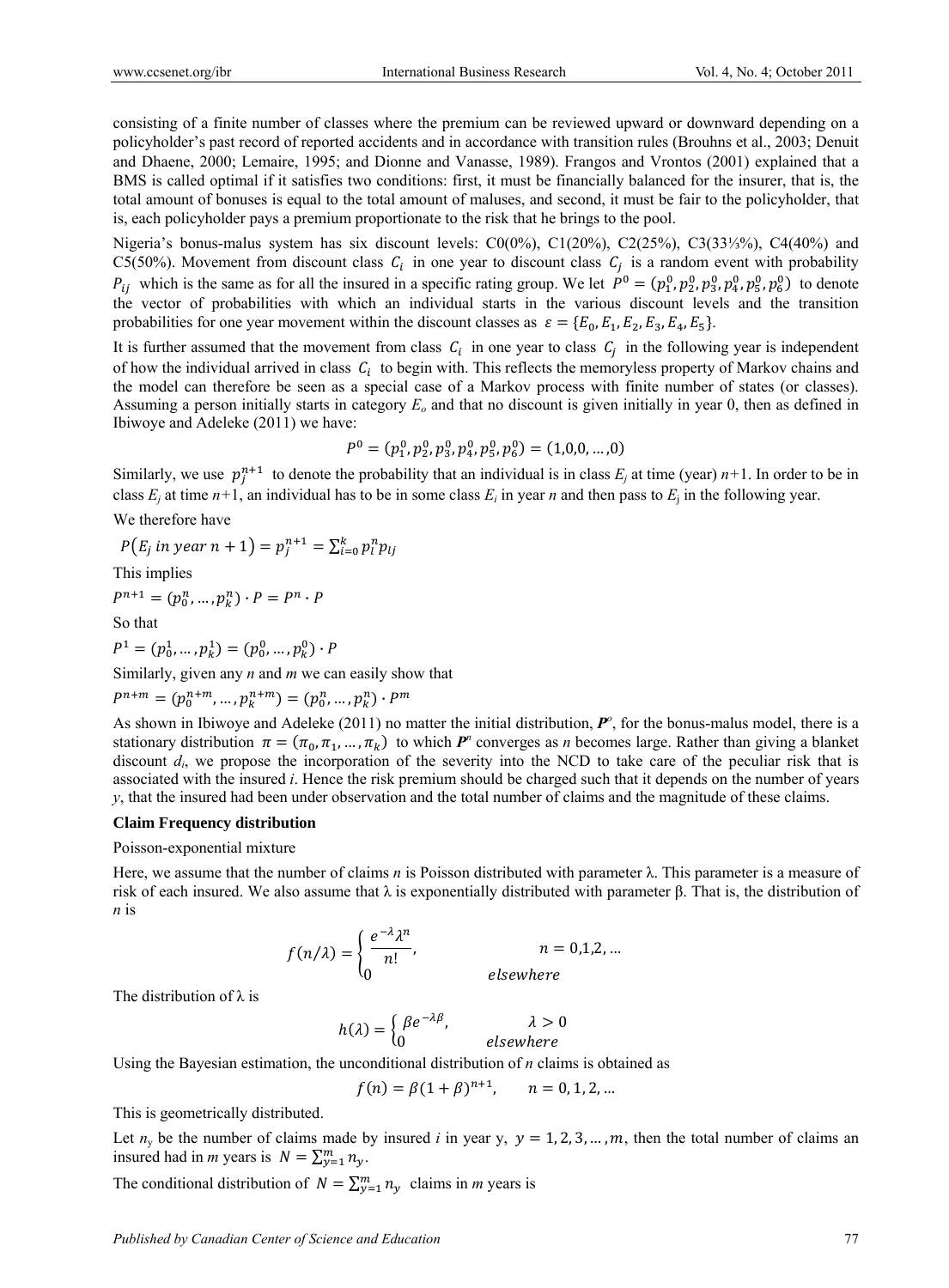consisting of a finite number of classes where the premium can be reviewed upward or downward depending on a policyholder's past record of reported accidents and in accordance with transition rules (Brouhns et al., 2003; Denuit and Dhaene, 2000; Lemaire, 1995; and Dionne and Vanasse, 1989). Frangos and Vrontos (2001) explained that a BMS is called optimal if it satisfies two conditions: first, it must be financially balanced for the insurer, that is, the total amount of bonuses is equal to the total amount of maluses, and second, it must be fair to the policyholder, that is, each policyholder pays a premium proportionate to the risk that he brings to the pool.

Nigeria's bonus-malus system has six discount levels: C0(0%), C1(20%), C2(25%), C3(33⅓%), C4(40%) and C5(50%). Movement from discount class $C_i$ in one year to discount class $C_j$ is a random event with probability $P_{ij}$ which is the same as for all the insured in a specific rating group. We let $P^0 = (p_1^0, p_2^0, p_3^0, p_4^0, p_5^0, p_6^0)$ to denote the vector of probabilities with which an individual starts in the various discount levels and the transition probabilities for one year movement within the discount classes as $\varepsilon = \{E_0, E_1, E_2, E_3, E_4, E_5\}$.

It is further assumed that the movement from class $C_i$ in one year to class $C_j$ in the following year is independent of how the individual arrived in class $C_i$ to begin with. This reflects the memoryless property of Markov chains and the model can therefore be seen as a special case of a Markov process with finite number of states (or classes). Assuming a person initially starts in category $E_o$ and that no discount is given initially in year 0, then as defined in Ibiwoye and Adeleke (2011) we have:

$$P^0 = (p_1^0, p_2^0, p_3^0, p_4^0, p_5^0, p_6^0) = (1,0,0,\ldots,0)$$

Similarly, we use $p_j^{n+1}$ to denote the probability that an individual is in class $E_j$ at time (year) $n+1$. In order to be in class $E_j$ at time $n+1$, an individual has to be in some class $E_i$ in year $n$ and then pass to $E_j$ in the following year.

We therefore have

$$P(E_j \text{ in year } n+1) = p_j^{n+1} = \sum_{i=0}^{k} p_i^n p_{lj}$$

This implies

$$P^{n+1} = (p_0^n, \ldots, p_k^n) \cdot P = P^n \cdot P$$

So that

$$P^1 = (p_0^1, \ldots, p_k^1) = (p_0^0, \ldots, p_k^0) \cdot P$$

Similarly, given any $n$ and $m$ we can easily show that

$$P^{n+m} = (p_0^{n+m}, \ldots, p_k^{n+m}) = (p_0^n, \ldots, p_k^n) \cdot P^m$$

As shown in Ibiwoye and Adeleke (2011) no matter the initial distribution, $\boldsymbol{P^o}$, for the bonus-malus model, there is a stationary distribution $\pi = (\pi_0, \pi_1, \ldots, \pi_k)$ to which $\boldsymbol{P^n}$ converges as $n$ becomes large. Rather than giving a blanket discount $d_i$, we propose the incorporation of the severity into the NCD to take care of the peculiar risk that is associated with the insured $i$. Hence the risk premium should be charged such that it depends on the number of years $y$, that the insured had been under observation and the total number of claims and the magnitude of these claims.

**Claim Frequency distribution**

Poisson-exponential mixture

Here, we assume that the number of claims $n$ is Poisson distributed with parameter λ. This parameter is a measure of risk of each insured. We also assume that λ is exponentially distributed with parameter β. That is, the distribution of $n$ is

$$f(n/\lambda) = \begin{cases} \dfrac{e^{-\lambda}\lambda^n}{n!}, & n = 0,1,2,\ldots \\ 0 & elsewhere \end{cases}$$

The distribution of λ is

$$h(\lambda) = \begin{cases} \beta e^{-\lambda\beta}, & \lambda > 0 \\ 0 & elsewhere \end{cases}$$

Using the Bayesian estimation, the unconditional distribution of $n$ claims is obtained as

$$f(n) = \beta(1+\beta)^{n+1}, \quad n = 0, 1, 2, \ldots$$

This is geometrically distributed.

Let $n_y$ be the number of claims made by insured $i$ in year y, $y = 1, 2, 3, \ldots, m$, then the total number of claims an insured had in $m$ years is $N = \sum_{y=1}^{m} n_y$.

The conditional distribution of $N = \sum_{y=1}^{m} n_y$ claims in $m$ years is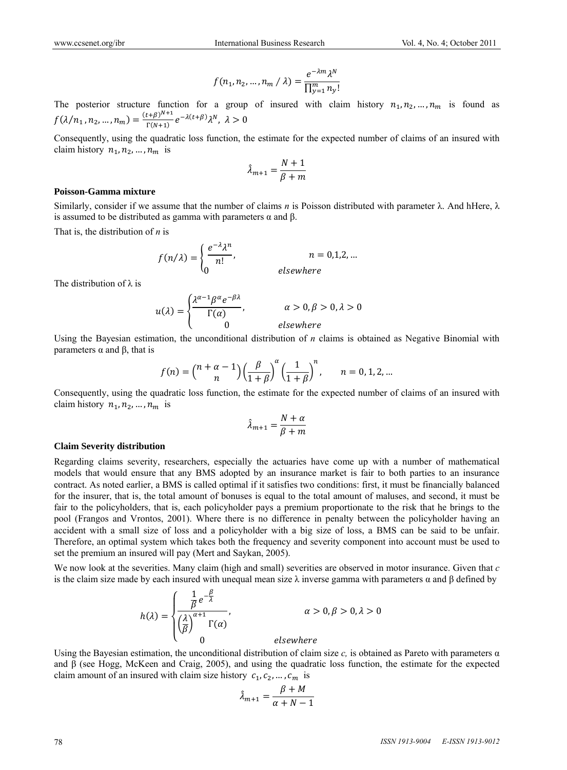$$f(n_1, n_2, \dots, n_m / \lambda) = \frac{e^{-\lambda m} \lambda^N}{\prod_{y=1}^{m} n_y!}$$

The posterior structure function for a group of insured with claim history $n_1, n_2, \dots, n_m$ is found as $f(\lambda / n_1, n_2, \dots, n_m) = \frac{(t+\beta)^{N+1}}{\Gamma(N+1)} e^{-\lambda(t+\beta)} \lambda^N,\ \lambda > 0$

Consequently, using the quadratic loss function, the estimate for the expected number of claims of an insured with claim history $n_1, n_2, \dots, n_m$ is

$$\hat{\lambda}_{m+1} = \frac{N+1}{\beta + m}$$

**Poisson-Gamma mixture**

Similarly, consider if we assume that the number of claims *n* is Poisson distributed with parameter λ. And hHere, λ is assumed to be distributed as gamma with parameters α and β.

That is, the distribution of *n* is

$$f(n/\lambda) = \begin{cases} \dfrac{e^{-\lambda} \lambda^n}{n!}, & n = 0,1,2, \dots \\ 0 & elsewhere \end{cases}$$

The distribution of λ is

$$u(\lambda) = \begin{cases} \dfrac{\lambda^{\alpha-1} \beta^{\alpha} e^{-\beta\lambda}}{\Gamma(\alpha)}, & \alpha > 0, \beta > 0, \lambda > 0 \\ 0 & elsewhere \end{cases}$$

Using the Bayesian estimation, the unconditional distribution of *n* claims is obtained as Negative Binomial with parameters α and β, that is

$$f(n) = \binom{n+\alpha-1}{n} \left(\frac{\beta}{1+\beta}\right)^{\alpha} \left(\frac{1}{1+\beta}\right)^{n}, \qquad n = 0, 1, 2, \dots$$

Consequently, using the quadratic loss function, the estimate for the expected number of claims of an insured with claim history $n_1, n_2, \dots, n_m$ is

$$\hat{\lambda}_{m+1} = \frac{N+\alpha}{\beta + m}$$

**Claim Severity distribution**

Regarding claims severity, researchers, especially the actuaries have come up with a number of mathematical models that would ensure that any BMS adopted by an insurance market is fair to both parties to an insurance contract. As noted earlier, a BMS is called optimal if it satisfies two conditions: first, it must be financially balanced for the insurer, that is, the total amount of bonuses is equal to the total amount of maluses, and second, it must be fair to the policyholders, that is, each policyholder pays a premium proportionate to the risk that he brings to the pool (Frangos and Vrontos, 2001). Where there is no difference in penalty between the policyholder having an accident with a small size of loss and a policyholder with a big size of loss, a BMS can be said to be unfair. Therefore, an optimal system which takes both the frequency and severity component into account must be used to set the premium an insured will pay (Mert and Saykan, 2005).

We now look at the severities. Many claim (high and small) severities are observed in motor insurance. Given that *c* is the claim size made by each insured with unequal mean size λ inverse gamma with parameters α and β defined by

$$h(\lambda) = \begin{cases} \dfrac{\frac{1}{\beta} e^{-\frac{\beta}{\lambda}}}{\left(\frac{\lambda}{\beta}\right)^{\alpha+1} \Gamma(\alpha)}, & \alpha > 0, \beta > 0, \lambda > 0 \\ 0 & elsewhere \end{cases}$$

Using the Bayesian estimation, the unconditional distribution of claim size *c,* is obtained as Pareto with parameters α and β (see Hogg, McKeen and Craig, 2005), and using the quadratic loss function, the estimate for the expected claim amount of an insured with claim size history $c_1, c_2, \dots, c_m$ is

$$\hat{\lambda}_{m+1} = \frac{\beta + M}{\alpha + N - 1}$$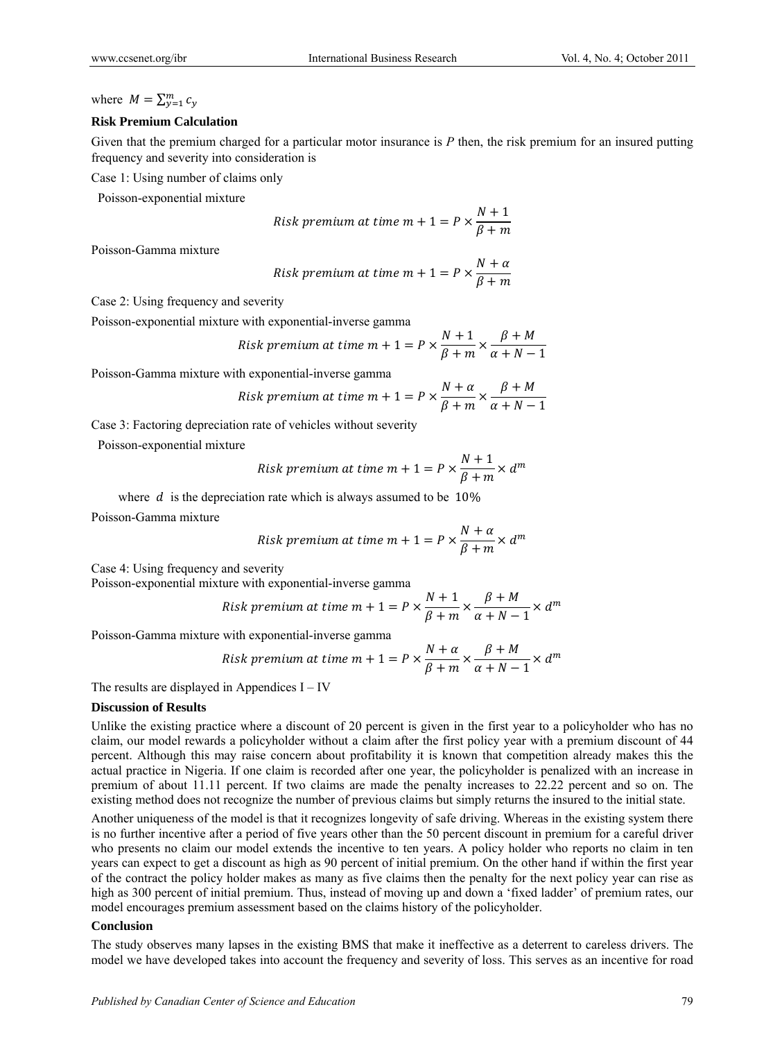where $M = \sum_{y=1}^{m} c_y$

**Risk Premium Calculation**

Given that the premium charged for a particular motor insurance is $P$ then, the risk premium for an insured putting frequency and severity into consideration is

Case 1: Using number of claims only

Poisson-exponential mixture

$$Risk\ premium\ at\ time\ m+1 = P \times \frac{N+1}{\beta+m}$$

Poisson-Gamma mixture

$$Risk\ premium\ at\ time\ m+1 = P \times \frac{N+\alpha}{\beta+m}$$

Case 2: Using frequency and severity

Poisson-exponential mixture with exponential-inverse gamma

$$Risk\ premium\ at\ time\ m+1 = P \times \frac{N+1}{\beta+m} \times \frac{\beta+M}{\alpha+N-1}$$

Poisson-Gamma mixture with exponential-inverse gamma

$$Risk\ premium\ at\ time\ m+1 = P \times \frac{N+\alpha}{\beta+m} \times \frac{\beta+M}{\alpha+N-1}$$

Case 3: Factoring depreciation rate of vehicles without severity

Poisson-exponential mixture

$$Risk\ premium\ at\ time\ m+1 = P \times \frac{N+1}{\beta+m} \times d^m$$

where $d$ is the depreciation rate which is always assumed to be 10%

Poisson-Gamma mixture

$$Risk\ premium\ at\ time\ m+1 = P \times \frac{N+\alpha}{\beta+m} \times d^m$$

Case 4: Using frequency and severity

Poisson-exponential mixture with exponential-inverse gamma

$$Risk\ premium\ at\ time\ m+1 = P \times \frac{N+1}{\beta+m} \times \frac{\beta+M}{\alpha+N-1} \times d^m$$

Poisson-Gamma mixture with exponential-inverse gamma

$$Risk\ premium\ at\ time\ m+1 = P \times \frac{N+\alpha}{\beta+m} \times \frac{\beta+M}{\alpha+N-1} \times d^m$$

The results are displayed in Appendices I – IV

**Discussion of Results**

Unlike the existing practice where a discount of 20 percent is given in the first year to a policyholder who has no claim, our model rewards a policyholder without a claim after the first policy year with a premium discount of 44 percent. Although this may raise concern about profitability it is known that competition already makes this the actual practice in Nigeria. If one claim is recorded after one year, the policyholder is penalized with an increase in premium of about 11.11 percent. If two claims are made the penalty increases to 22.22 percent and so on. The existing method does not recognize the number of previous claims but simply returns the insured to the initial state.

Another uniqueness of the model is that it recognizes longevity of safe driving. Whereas in the existing system there is no further incentive after a period of five years other than the 50 percent discount in premium for a careful driver who presents no claim our model extends the incentive to ten years. A policy holder who reports no claim in ten years can expect to get a discount as high as 90 percent of initial premium. On the other hand if within the first year of the contract the policy holder makes as many as five claims then the penalty for the next policy year can rise as high as 300 percent of initial premium. Thus, instead of moving up and down a 'fixed ladder' of premium rates, our model encourages premium assessment based on the claims history of the policyholder.

**Conclusion**

The study observes many lapses in the existing BMS that make it ineffective as a deterrent to careless drivers. The model we have developed takes into account the frequency and severity of loss. This serves as an incentive for road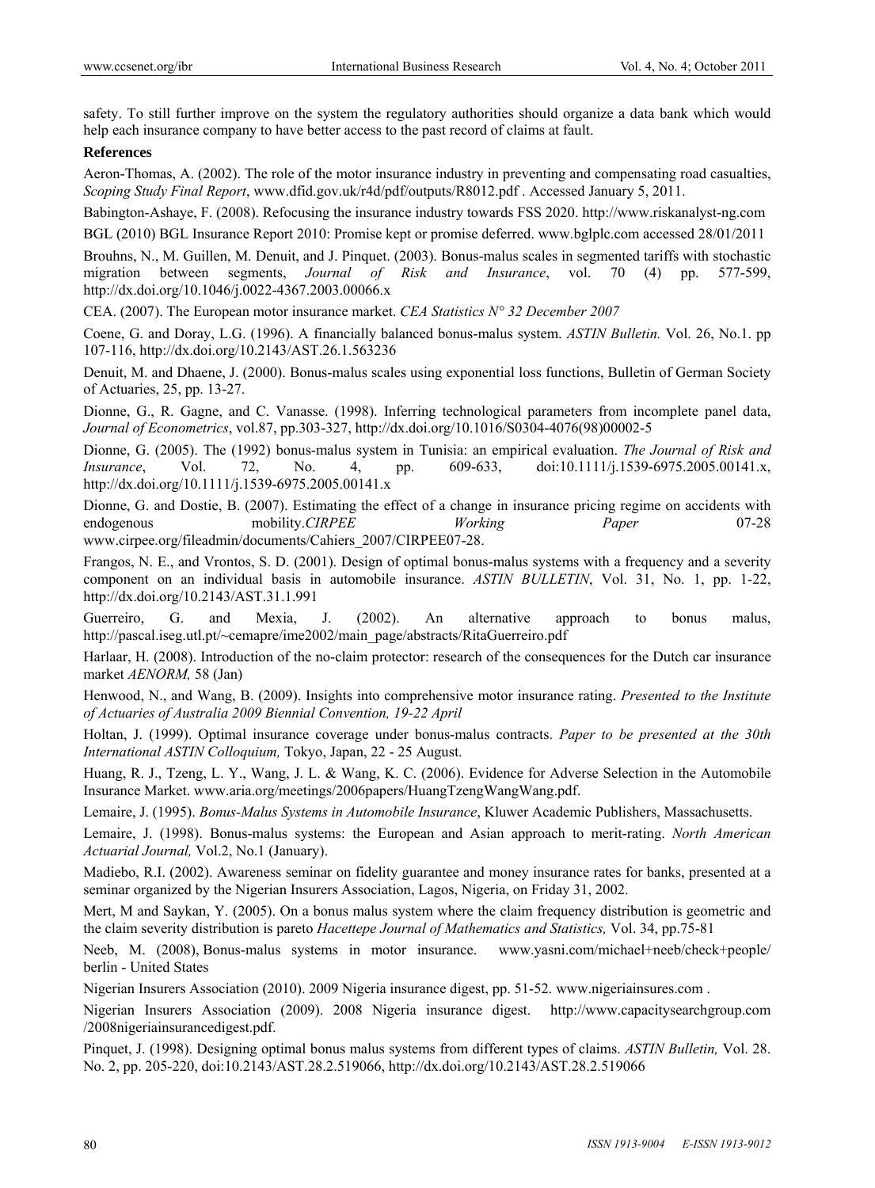safety. To still further improve on the system the regulatory authorities should organize a data bank which would help each insurance company to have better access to the past record of claims at fault.

**References**

Aeron-Thomas, A. (2002). The role of the motor insurance industry in preventing and compensating road casualties, *Scoping Study Final Report*, www.dfid.gov.uk/r4d/pdf/outputs/R8012.pdf . Accessed January 5, 2011.

Babington-Ashaye, F. (2008). Refocusing the insurance industry towards FSS 2020. http://www.riskanalyst-ng.com

BGL (2010) BGL Insurance Report 2010: Promise kept or promise deferred. www.bglplc.com accessed 28/01/2011

Brouhns, N., M. Guillen, M. Denuit, and J. Pinquet. (2003). Bonus-malus scales in segmented tariffs with stochastic migration between segments, *Journal of Risk and Insurance*, vol. 70 (4) pp. 577-599, http://dx.doi.org/10.1046/j.0022-4367.2003.00066.x

CEA. (2007). The European motor insurance market. *CEA Statistics N° 32 December 2007*

Coene, G. and Doray, L.G. (1996). A financially balanced bonus-malus system. *ASTIN Bulletin.* Vol. 26, No.1. pp 107-116, http://dx.doi.org/10.2143/AST.26.1.563236

Denuit, M. and Dhaene, J. (2000). Bonus-malus scales using exponential loss functions, Bulletin of German Society of Actuaries, 25, pp. 13-27.

Dionne, G., R. Gagne, and C. Vanasse. (1998). Inferring technological parameters from incomplete panel data, *Journal of Econometrics*, vol.87, pp.303-327, http://dx.doi.org/10.1016/S0304-4076(98)00002-5

Dionne, G. (2005). The (1992) bonus-malus system in Tunisia: an empirical evaluation. *The Journal of Risk and Insurance*, Vol. 72, No. 4, pp. 609-633, doi:10.1111/j.1539-6975.2005.00141.x, http://dx.doi.org/10.1111/j.1539-6975.2005.00141.x

Dionne, G. and Dostie, B. (2007). Estimating the effect of a change in insurance pricing regime on accidents with endogenous mobility.*CIRPEE Working Paper* 07-28 www.cirpee.org/fileadmin/documents/Cahiers_2007/CIRPEE07-28.

Frangos, N. E., and Vrontos, S. D. (2001). Design of optimal bonus-malus systems with a frequency and a severity component on an individual basis in automobile insurance. *ASTIN BULLETIN*, Vol. 31, No. 1, pp. 1-22, http://dx.doi.org/10.2143/AST.31.1.991

Guerreiro, G. and Mexia, J. (2002). An alternative approach to bonus malus, http://pascal.iseg.utl.pt/~cemapre/ime2002/main_page/abstracts/RitaGuerreiro.pdf

Harlaar, H. (2008). Introduction of the no-claim protector: research of the consequences for the Dutch car insurance market *AENORM,* 58 (Jan)

Henwood, N., and Wang, B. (2009). Insights into comprehensive motor insurance rating. *Presented to the Institute of Actuaries of Australia 2009 Biennial Convention, 19-22 April*

Holtan, J. (1999). Optimal insurance coverage under bonus-malus contracts. *Paper to be presented at the 30th International ASTIN Colloquium,* Tokyo, Japan, 22 - 25 August.

Huang, R. J., Tzeng, L. Y., Wang, J. L. & Wang, K. C. (2006). Evidence for Adverse Selection in the Automobile Insurance Market. www.aria.org/meetings/2006papers/HuangTzengWangWang.pdf.

Lemaire, J. (1995). *Bonus-Malus Systems in Automobile Insurance*, Kluwer Academic Publishers, Massachusetts.

Lemaire, J. (1998). Bonus-malus systems: the European and Asian approach to merit-rating. *North American Actuarial Journal,* Vol.2, No.1 (January).

Madiebo, R.I. (2002). Awareness seminar on fidelity guarantee and money insurance rates for banks, presented at a seminar organized by the Nigerian Insurers Association, Lagos, Nigeria, on Friday 31, 2002.

Mert, M and Saykan, Y. (2005). On a bonus malus system where the claim frequency distribution is geometric and the claim severity distribution is pareto *Hacettepe Journal of Mathematics and Statistics,* Vol. 34, pp.75-81

Neeb, M. (2008), Bonus-malus systems in motor insurance. www.yasni.com/michael+neeb/check+people/ berlin - United States

Nigerian Insurers Association (2010). 2009 Nigeria insurance digest, pp. 51-52. www.nigeriainsures.com .

Nigerian Insurers Association (2009). 2008 Nigeria insurance digest. http://www.capacitysearchgroup.com /2008nigeriainsurancedigest.pdf.

Pinquet, J. (1998). Designing optimal bonus malus systems from different types of claims. *ASTIN Bulletin,* Vol. 28. No. 2, pp. 205-220, doi:10.2143/AST.28.2.519066, http://dx.doi.org/10.2143/AST.28.2.519066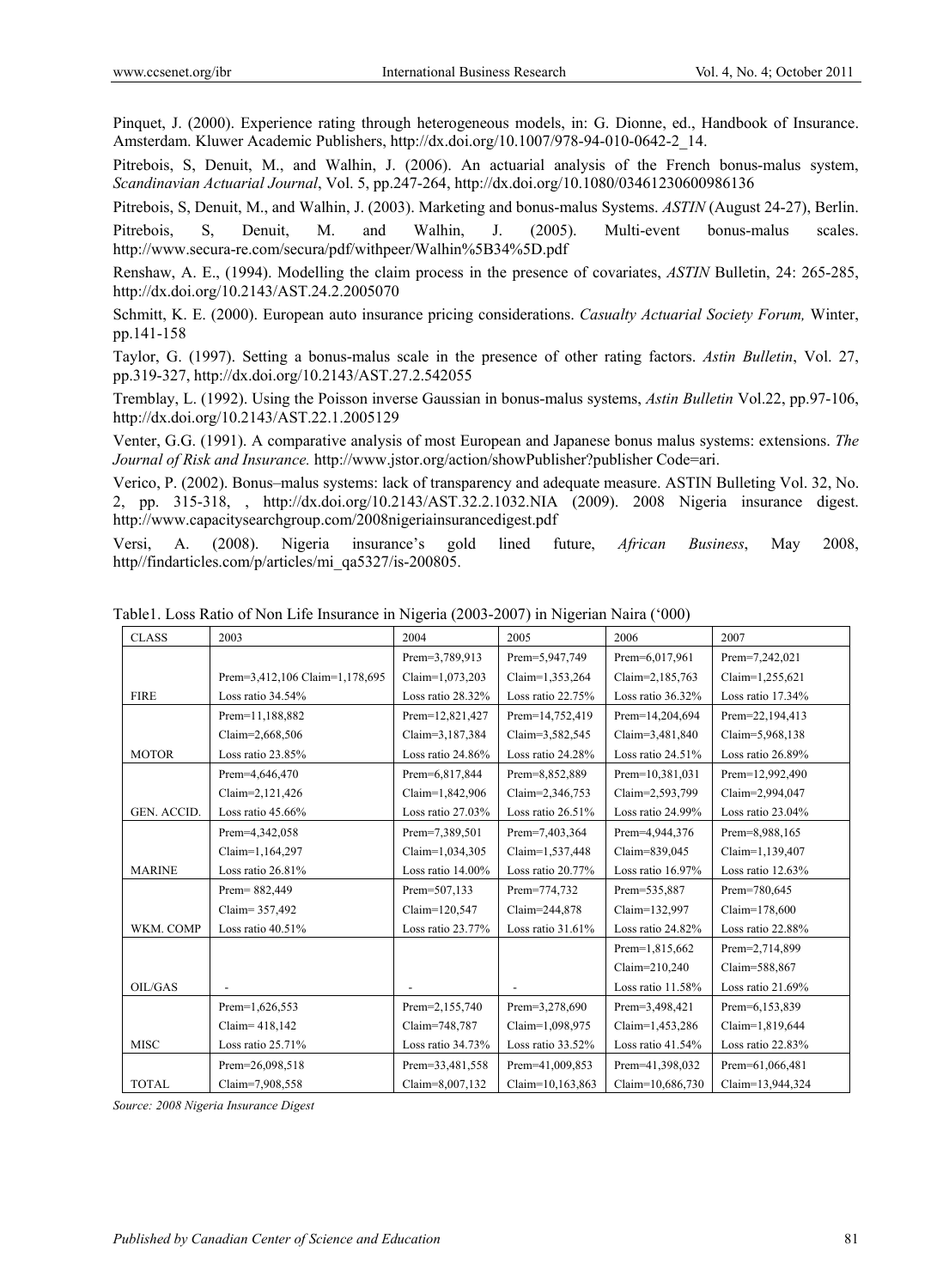Pinquet, J. (2000). Experience rating through heterogeneous models, in: G. Dionne, ed., Handbook of Insurance. Amsterdam. Kluwer Academic Publishers, http://dx.doi.org/10.1007/978-94-010-0642-2_14.

Pitrebois, S, Denuit, M., and Walhin, J. (2006). An actuarial analysis of the French bonus-malus system, *Scandinavian Actuarial Journal*, Vol. 5, pp.247-264, http://dx.doi.org/10.1080/03461230600986136

Pitrebois, S, Denuit, M., and Walhin, J. (2003). Marketing and bonus-malus Systems. *ASTIN* (August 24-27), Berlin.

Pitrebois, S, Denuit, M. and Walhin, J. (2005). Multi-event bonus-malus scales. http://www.secura-re.com/secura/pdf/withpeer/Walhin%5B34%5D.pdf

Renshaw, A. E., (1994). Modelling the claim process in the presence of covariates, *ASTIN* Bulletin, 24: 265-285, http://dx.doi.org/10.2143/AST.24.2.2005070

Schmitt, K. E. (2000). European auto insurance pricing considerations. *Casualty Actuarial Society Forum,* Winter, pp.141-158

Taylor, G. (1997). Setting a bonus-malus scale in the presence of other rating factors. *Astin Bulletin*, Vol. 27, pp.319-327, http://dx.doi.org/10.2143/AST.27.2.542055

Tremblay, L. (1992). Using the Poisson inverse Gaussian in bonus-malus systems, *Astin Bulletin* Vol.22, pp.97-106, http://dx.doi.org/10.2143/AST.22.1.2005129

Venter, G.G. (1991). A comparative analysis of most European and Japanese bonus malus systems: extensions. *The Journal of Risk and Insurance.* http://www.jstor.org/action/showPublisher?publisher Code=ari.

Verico, P. (2002). Bonus–malus systems: lack of transparency and adequate measure. ASTIN Bulleting Vol. 32, No. 2, pp. 315-318, , http://dx.doi.org/10.2143/AST.32.2.1032.NIA (2009). 2008 Nigeria insurance digest. http://www.capacitysearchgroup.com/2008nigeriainsurancedigest.pdf

Versi, A. (2008). Nigeria insurance's gold lined future, *African Business*, May 2008, http//findarticles.com/p/articles/mi_qa5327/is-200805.

Table1. Loss Ratio of Non Life Insurance in Nigeria (2003-2007) in Nigerian Naira ('000)

| CLASS | 2003 | 2004 | 2005 | 2006 | 2007 |
|---|---|---|---|---|---|
| FIRE | Prem=3,412,106 Claim=1,178,695 Loss ratio 34.54% | Prem=3,789,913 Claim=1,073,203 Loss ratio 28.32% | Prem=5,947,749 Claim=1,353,264 Loss ratio 22.75% | Prem=6,017,961 Claim=2,185,763 Loss ratio 36.32% | Prem=7,242,021 Claim=1,255,621 Loss ratio 17.34% |
| MOTOR | Prem=11,188,882 Claim=2,668,506 Loss ratio 23.85% | Prem=12,821,427 Claim=3,187,384 Loss ratio 24.86% | Prem=14,752,419 Claim=3,582,545 Loss ratio 24.28% | Prem=14,204,694 Claim=3,481,840 Loss ratio 24.51% | Prem=22,194,413 Claim=5,968,138 Loss ratio 26.89% |
| GEN. ACCID. | Prem=4,646,470 Claim=2,121,426 Loss ratio 45.66% | Prem=6,817,844 Claim=1,842,906 Loss ratio 27.03% | Prem=8,852,889 Claim=2,346,753 Loss ratio 26.51% | Prem=10,381,031 Claim=2,593,799 Loss ratio 24.99% | Prem=12,992,490 Claim=2,994,047 Loss ratio 23.04% |
| MARINE | Prem=4,342,058 Claim=1,164,297 Loss ratio 26.81% | Prem=7,389,501 Claim=1,034,305 Loss ratio 14.00% | Prem=7,403,364 Claim=1,537,448 Loss ratio 20.77% | Prem=4,944,376 Claim=839,045 Loss ratio 16.97% | Prem=8,988,165 Claim=1,139,407 Loss ratio 12.63% |
| WKM. COMP | Prem= 882,449 Claim= 357,492 Loss ratio 40.51% | Prem=507,133 Claim=120,547 Loss ratio 23.77% | Prem=774,732 Claim=244,878 Loss ratio 31.61% | Prem=535,887 Claim=132,997 Loss ratio 24.82% | Prem=780,645 Claim=178,600 Loss ratio 22.88% |
| OIL/GAS | - | - | - | Prem=1,815,662 Claim=210,240 Loss ratio 11.58% | Prem=2,714,899 Claim=588,867 Loss ratio 21.69% |
| MISC | Prem=1,626,553 Claim= 418,142 Loss ratio 25.71% | Prem=2,155,740 Claim=748,787 Loss ratio 34.73% | Prem=3,278,690 Claim=1,098,975 Loss ratio 33.52% | Prem=3,498,421 Claim=1,453,286 Loss ratio 41.54% | Prem=6,153,839 Claim=1,819,644 Loss ratio 22.83% |
| TOTAL | Prem=26,098,518 Claim=7,908,558 | Prem=33,481,558 Claim=8,007,132 | Prem=41,009,853 Claim=10,163,863 | Prem=41,398,032 Claim=10,686,730 | Prem=61,066,481 Claim=13,944,324 |

*Source: 2008 Nigeria Insurance Digest*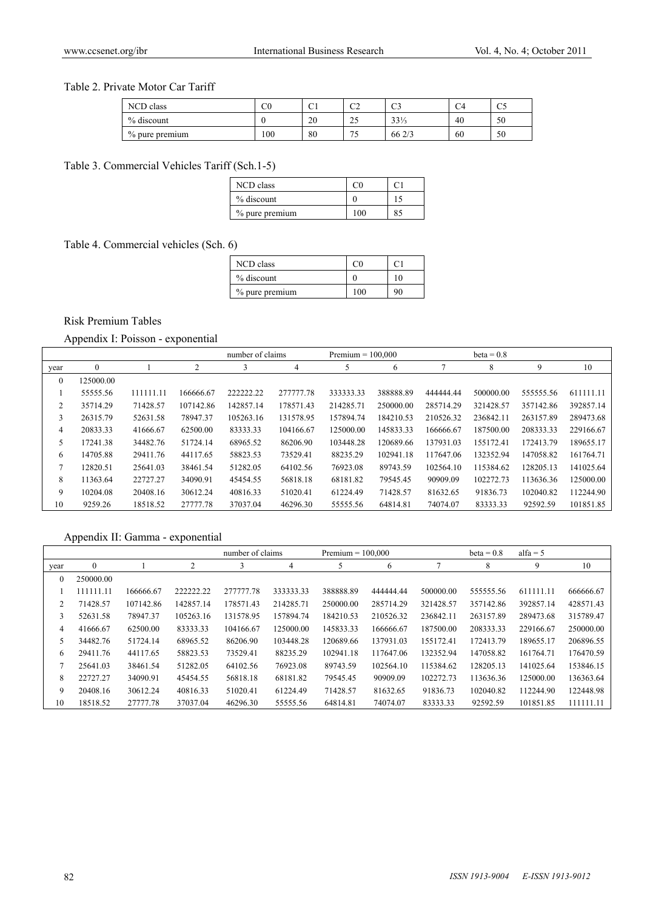Table 2. Private Motor Car Tariff

| NCD class | C0 | C1 | C2 | C3 | C4 | C5 |
|---|---|---|---|---|---|---|
| % discount | 0 | 20 | 25 | 33⅓ | 40 | 50 |
| % pure premium | 100 | 80 | 75 | 66 2/3 | 60 | 50 |

Table 3. Commercial Vehicles Tariff (Sch.1-5)

| NCD class | C0 | C1 |
|---|---|---|
| % discount | 0 | 15 |
| % pure premium | 100 | 85 |

Table 4. Commercial vehicles (Sch. 6)

| NCD class | C0 | C1 |
|---|---|---|
| % discount | 0 | 10 |
| % pure premium | 100 | 90 |

Risk Premium Tables

Appendix I: Poisson - exponential

| | | | | number of claims | | Premium = 100,000 | | | beta = 0.8 | | |
|---|---|---|---|---|---|---|---|---|---|---|---|
| year | 0 | 1 | 2 | 3 | 4 | 5 | 6 | 7 | 8 | 9 | 10 |
| 0 | 125000.00 | | | | | | | | | | |
| 1 | 55555.56 | 111111.11 | 166666.67 | 222222.22 | 277777.78 | 333333.33 | 388888.89 | 444444.44 | 500000.00 | 555555.56 | 611111.11 |
| 2 | 35714.29 | 71428.57 | 107142.86 | 142857.14 | 178571.43 | 214285.71 | 250000.00 | 285714.29 | 321428.57 | 357142.86 | 392857.14 |
| 3 | 26315.79 | 52631.58 | 78947.37 | 105263.16 | 131578.95 | 157894.74 | 184210.53 | 210526.32 | 236842.11 | 263157.89 | 289473.68 |
| 4 | 20833.33 | 41666.67 | 62500.00 | 83333.33 | 104166.67 | 125000.00 | 145833.33 | 166666.67 | 187500.00 | 208333.33 | 229166.67 |
| 5 | 17241.38 | 34482.76 | 51724.14 | 68965.52 | 86206.90 | 103448.28 | 120689.66 | 137931.03 | 155172.41 | 172413.79 | 189655.17 |
| 6 | 14705.88 | 29411.76 | 44117.65 | 58823.53 | 73529.41 | 88235.29 | 102941.18 | 117647.06 | 132352.94 | 147058.82 | 161764.71 |
| 7 | 12820.51 | 25641.03 | 38461.54 | 51282.05 | 64102.56 | 76923.08 | 89743.59 | 102564.10 | 115384.62 | 128205.13 | 141025.64 |
| 8 | 11363.64 | 22727.27 | 34090.91 | 45454.55 | 56818.18 | 68181.82 | 79545.45 | 90909.09 | 102272.73 | 113636.36 | 125000.00 |
| 9 | 10204.08 | 20408.16 | 30612.24 | 40816.33 | 51020.41 | 61224.49 | 71428.57 | 81632.65 | 91836.73 | 102040.82 | 112244.90 |
| 10 | 9259.26 | 18518.52 | 27777.78 | 37037.04 | 46296.30 | 55555.56 | 64814.81 | 74074.07 | 83333.33 | 92592.59 | 101851.85 |

Appendix II: Gamma - exponential

| | | | | number of claims | | Premium = 100,000 | | | beta = 0.8 | alfa = 5 | |
|---|---|---|---|---|---|---|---|---|---|---|---|
| year | 0 | 1 | 2 | 3 | 4 | 5 | 6 | 7 | 8 | 9 | 10 |
| 0 | 250000.00 | | | | | | | | | | |
| 1 | 111111.11 | 166666.67 | 222222.22 | 277777.78 | 333333.33 | 388888.89 | 444444.44 | 500000.00 | 555555.56 | 611111.11 | 666666.67 |
| 2 | 71428.57 | 107142.86 | 142857.14 | 178571.43 | 214285.71 | 250000.00 | 285714.29 | 321428.57 | 357142.86 | 392857.14 | 428571.43 |
| 3 | 52631.58 | 78947.37 | 105263.16 | 131578.95 | 157894.74 | 184210.53 | 210526.32 | 236842.11 | 263157.89 | 289473.68 | 315789.47 |
| 4 | 41666.67 | 62500.00 | 83333.33 | 104166.67 | 125000.00 | 145833.33 | 166666.67 | 187500.00 | 208333.33 | 229166.67 | 250000.00 |
| 5 | 34482.76 | 51724.14 | 68965.52 | 86206.90 | 103448.28 | 120689.66 | 137931.03 | 155172.41 | 172413.79 | 189655.17 | 206896.55 |
| 6 | 29411.76 | 44117.65 | 58823.53 | 73529.41 | 88235.29 | 102941.18 | 117647.06 | 132352.94 | 147058.82 | 161764.71 | 176470.59 |
| 7 | 25641.03 | 38461.54 | 51282.05 | 64102.56 | 76923.08 | 89743.59 | 102564.10 | 115384.62 | 128205.13 | 141025.64 | 153846.15 |
| 8 | 22727.27 | 34090.91 | 45454.55 | 56818.18 | 68181.82 | 79545.45 | 90909.09 | 102272.73 | 113636.36 | 125000.00 | 136363.64 |
| 9 | 20408.16 | 30612.24 | 40816.33 | 51020.41 | 61224.49 | 71428.57 | 81632.65 | 91836.73 | 102040.82 | 112244.90 | 122448.98 |
| 10 | 18518.52 | 27777.78 | 37037.04 | 46296.30 | 55555.56 | 64814.81 | 74074.07 | 83333.33 | 92592.59 | 101851.85 | 111111.11 |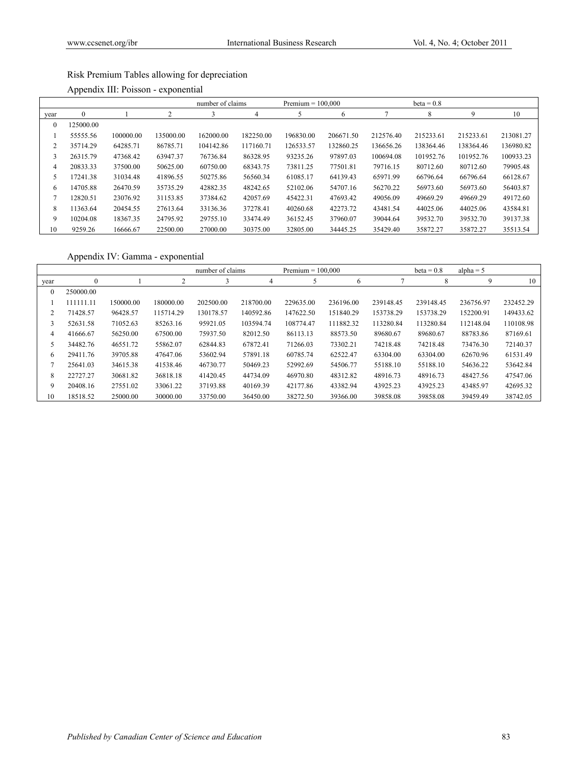Risk Premium Tables allowing for depreciation

Appendix III: Poisson - exponential

| | | | | number of claims | | Premium = 100,000 | | | beta = 0.8 | | |
|---|---|---|---|---|---|---|---|---|---|---|---|
| year | 0 | 1 | 2 | 3 | 4 | 5 | 6 | 7 | 8 | 9 | 10 |
| 0 | 125000.00 | | | | | | | | | | |
| 1 | 55555.56 | 100000.00 | 135000.00 | 162000.00 | 182250.00 | 196830.00 | 206671.50 | 212576.40 | 215233.61 | 215233.61 | 213081.27 |
| 2 | 35714.29 | 64285.71 | 86785.71 | 104142.86 | 117160.71 | 126533.57 | 132860.25 | 136656.26 | 138364.46 | 138364.46 | 136980.82 |
| 3 | 26315.79 | 47368.42 | 63947.37 | 76736.84 | 86328.95 | 93235.26 | 97897.03 | 100694.08 | 101952.76 | 101952.76 | 100933.23 |
| 4 | 20833.33 | 37500.00 | 50625.00 | 60750.00 | 68343.75 | 73811.25 | 77501.81 | 79716.15 | 80712.60 | 80712.60 | 79905.48 |
| 5 | 17241.38 | 31034.48 | 41896.55 | 50275.86 | 56560.34 | 61085.17 | 64139.43 | 65971.99 | 66796.64 | 66796.64 | 66128.67 |
| 6 | 14705.88 | 26470.59 | 35735.29 | 42882.35 | 48242.65 | 52102.06 | 54707.16 | 56270.22 | 56973.60 | 56973.60 | 56403.87 |
| 7 | 12820.51 | 23076.92 | 31153.85 | 37384.62 | 42057.69 | 45422.31 | 47693.42 | 49056.09 | 49669.29 | 49669.29 | 49172.60 |
| 8 | 11363.64 | 20454.55 | 27613.64 | 33136.36 | 37278.41 | 40260.68 | 42273.72 | 43481.54 | 44025.06 | 44025.06 | 43584.81 |
| 9 | 10204.08 | 18367.35 | 24795.92 | 29755.10 | 33474.49 | 36152.45 | 37960.07 | 39044.64 | 39532.70 | 39532.70 | 39137.38 |
| 10 | 9259.26 | 16666.67 | 22500.00 | 27000.00 | 30375.00 | 32805.00 | 34445.25 | 35429.40 | 35872.27 | 35872.27 | 35513.54 |

Appendix IV: Gamma - exponential

| | | | | number of claims | | Premium = 100,000 | | | beta = 0.8 | alpha = 5 | |
|---|---|---|---|---|---|---|---|---|---|---|---|
| year | 0 | 1 | 2 | 3 | 4 | 5 | 6 | 7 | 8 | 9 | 10 |
| 0 | 250000.00 | | | | | | | | | | |
| 1 | 111111.11 | 150000.00 | 180000.00 | 202500.00 | 218700.00 | 229635.00 | 236196.00 | 239148.45 | 239148.45 | 236756.97 | 232452.29 |
| 2 | 71428.57 | 96428.57 | 115714.29 | 130178.57 | 140592.86 | 147622.50 | 151840.29 | 153738.29 | 153738.29 | 152200.91 | 149433.62 |
| 3 | 52631.58 | 71052.63 | 85263.16 | 95921.05 | 103594.74 | 108774.47 | 111882.32 | 113280.84 | 113280.84 | 112148.04 | 110108.98 |
| 4 | 41666.67 | 56250.00 | 67500.00 | 75937.50 | 82012.50 | 86113.13 | 88573.50 | 89680.67 | 89680.67 | 88783.86 | 87169.61 |
| 5 | 34482.76 | 46551.72 | 55862.07 | 62844.83 | 67872.41 | 71266.03 | 73302.21 | 74218.48 | 74218.48 | 73476.30 | 72140.37 |
| 6 | 29411.76 | 39705.88 | 47647.06 | 53602.94 | 57891.18 | 60785.74 | 62522.47 | 63304.00 | 63304.00 | 62670.96 | 61531.49 |
| 7 | 25641.03 | 34615.38 | 41538.46 | 46730.77 | 50469.23 | 52992.69 | 54506.77 | 55188.10 | 55188.10 | 54636.22 | 53642.84 |
| 8 | 22727.27 | 30681.82 | 36818.18 | 41420.45 | 44734.09 | 46970.80 | 48312.82 | 48916.73 | 48916.73 | 48427.56 | 47547.06 |
| 9 | 20408.16 | 27551.02 | 33061.22 | 37193.88 | 40169.39 | 42177.86 | 43382.94 | 43925.23 | 43925.23 | 43485.97 | 42695.32 |
| 10 | 18518.52 | 25000.00 | 30000.00 | 33750.00 | 36450.00 | 38272.50 | 39366.00 | 39858.08 | 39858.08 | 39459.49 | 38742.05 |